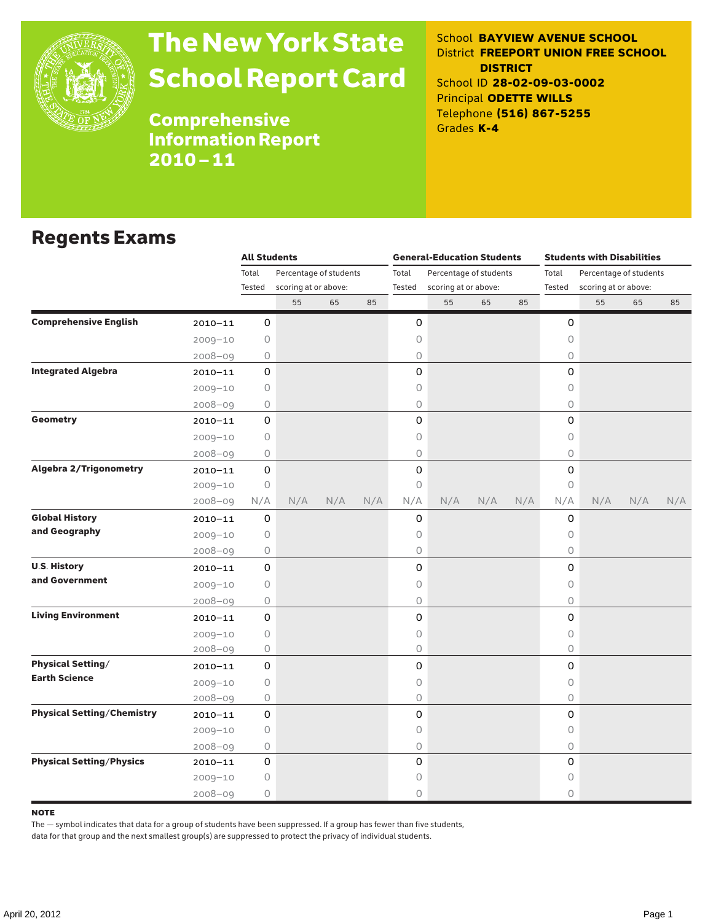# The New York State School Report Card

**Comprehensive Information Report 2010 – 11**

School **BAYVIEW AVENUE SCHOOL**
District **FREEPORT UNION FREE SCHOOL DISTRICT**
School ID **28-02-09-03-0002**
Principal **ODETTE WILLS**
Telephone **(516) 867-5255**
Grades **K-4**

## Regents Exams

| | | All Students | | | | General-Education Students | | | | Students with Disabilities | | | |
|---|---|---|---|---|---|---|---|---|---|---|---|---|---|
| | | Total Tested | Percentage of students scoring at or above: | | | Total Tested | Percentage of students scoring at or above: | | | Total Tested | Percentage of students scoring at or above: | | |
| | | | 55 | 65 | 85 | | 55 | 65 | 85 | | 55 | 65 | 85 |
| **Comprehensive English** | 2010–11 | 0 | | | | 0 | | | | 0 | | | |
| | 2009–10 | 0 | | | | 0 | | | | 0 | | | |
| | 2008–09 | 0 | | | | 0 | | | | 0 | | | |
| **Integrated Algebra** | 2010–11 | 0 | | | | 0 | | | | 0 | | | |
| | 2009–10 | 0 | | | | 0 | | | | 0 | | | |
| | 2008–09 | 0 | | | | 0 | | | | 0 | | | |
| **Geometry** | 2010–11 | 0 | | | | 0 | | | | 0 | | | |
| | 2009–10 | 0 | | | | 0 | | | | 0 | | | |
| | 2008–09 | 0 | | | | 0 | | | | 0 | | | |
| **Algebra 2/Trigonometry** | 2010–11 | 0 | | | | 0 | | | | 0 | | | |
| | 2009–10 | 0 | | | | 0 | | | | 0 | | | |
| | 2008–09 | N/A | N/A | N/A | N/A | N/A | N/A | N/A | N/A | N/A | N/A | N/A | N/A |
| **Global History and Geography** | 2010–11 | 0 | | | | 0 | | | | 0 | | | |
| | 2009–10 | 0 | | | | 0 | | | | 0 | | | |
| | 2008–09 | 0 | | | | 0 | | | | 0 | | | |
| **U.S. History and Government** | 2010–11 | 0 | | | | 0 | | | | 0 | | | |
| | 2009–10 | 0 | | | | 0 | | | | 0 | | | |
| | 2008–09 | 0 | | | | 0 | | | | 0 | | | |
| **Living Environment** | 2010–11 | 0 | | | | 0 | | | | 0 | | | |
| | 2009–10 | 0 | | | | 0 | | | | 0 | | | |
| | 2008–09 | 0 | | | | 0 | | | | 0 | | | |
| **Physical Setting/ Earth Science** | 2010–11 | 0 | | | | 0 | | | | 0 | | | |
| | 2009–10 | 0 | | | | 0 | | | | 0 | | | |
| | 2008–09 | 0 | | | | 0 | | | | 0 | | | |
| **Physical Setting/Chemistry** | 2010–11 | 0 | | | | 0 | | | | 0 | | | |
| | 2009–10 | 0 | | | | 0 | | | | 0 | | | |
| | 2008–09 | 0 | | | | 0 | | | | 0 | | | |
| **Physical Setting/Physics** | 2010–11 | 0 | | | | 0 | | | | 0 | | | |
| | 2009–10 | 0 | | | | 0 | | | | 0 | | | |
| | 2008–09 | 0 | | | | 0 | | | | 0 | | | |

**NOTE**

The — symbol indicates that data for a group of students have been suppressed. If a group has fewer than five students, data for that group and the next smallest group(s) are suppressed to protect the privacy of individual students.

April 20, 2012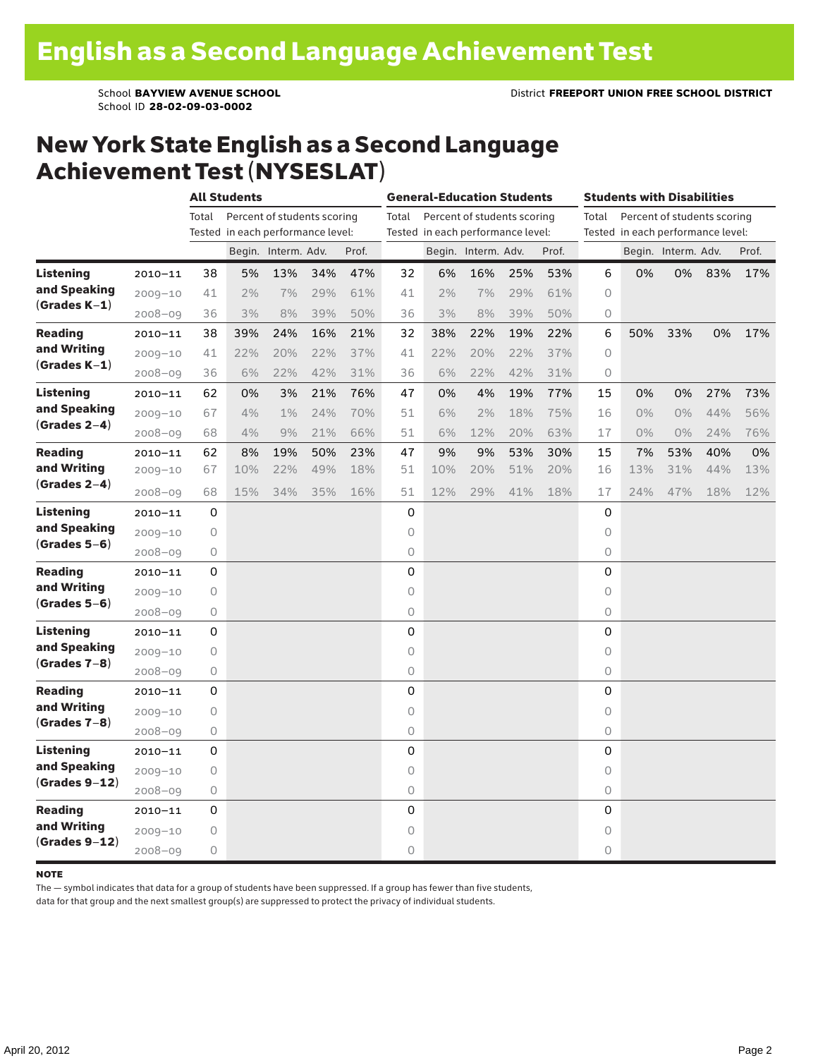# English as a Second Language Achievement Test

School **BAYVIEW AVENUE SCHOOL** District **FREEPORT UNION FREE SCHOOL DISTRICT**
School ID **28-02-09-03-0002**

## New York State English as a Second Language Achievement Test (NYSESLAT)

| | | **All Students** | | | | | **General-Education Students** | | | | | **Students with Disabilities** | | | | |
|---|---|---|---|---|---|---|---|---|---|---|---|---|---|---|---|---|
| | | Total Tested | Percent of students scoring in each performance level: | | | | Total Tested | Percent of students scoring in each performance level: | | | | Total Tested | Percent of students scoring in each performance level: | | | |
| | | | Begin. | Interm. | Adv. | Prof. | | Begin. | Interm. | Adv. | Prof. | | Begin. | Interm. | Adv. | Prof. |
| **Listening and Speaking (Grades K–1)** | 2010–11 | 38 | 5% | 13% | 34% | 47% | 32 | 6% | 16% | 25% | 53% | 6 | 0% | 0% | 83% | 17% |
| | 2009–10 | 41 | 2% | 7% | 29% | 61% | 41 | 2% | 7% | 29% | 61% | 0 | | | | |
| | 2008–09 | 36 | 3% | 8% | 39% | 50% | 36 | 3% | 8% | 39% | 50% | 0 | | | | |
| **Reading and Writing (Grades K–1)** | 2010–11 | 38 | 39% | 24% | 16% | 21% | 32 | 38% | 22% | 19% | 22% | 6 | 50% | 33% | 0% | 17% |
| | 2009–10 | 41 | 22% | 20% | 22% | 37% | 41 | 22% | 20% | 22% | 37% | 0 | | | | |
| | 2008–09 | 36 | 6% | 22% | 42% | 31% | 36 | 6% | 22% | 42% | 31% | 0 | | | | |
| **Listening and Speaking (Grades 2–4)** | 2010–11 | 62 | 0% | 3% | 21% | 76% | 47 | 0% | 4% | 19% | 77% | 15 | 0% | 0% | 27% | 73% |
| | 2009–10 | 67 | 4% | 1% | 24% | 70% | 51 | 6% | 2% | 18% | 75% | 16 | 0% | 0% | 44% | 56% |
| | 2008–09 | 68 | 4% | 9% | 21% | 66% | 51 | 6% | 12% | 20% | 63% | 17 | 0% | 0% | 24% | 76% |
| **Reading and Writing (Grades 2–4)** | 2010–11 | 62 | 8% | 19% | 50% | 23% | 47 | 9% | 9% | 53% | 30% | 15 | 7% | 53% | 40% | 0% |
| | 2009–10 | 67 | 10% | 22% | 49% | 18% | 51 | 10% | 20% | 51% | 20% | 16 | 13% | 31% | 44% | 13% |
| | 2008–09 | 68 | 15% | 34% | 35% | 16% | 51 | 12% | 29% | 41% | 18% | 17 | 24% | 47% | 18% | 12% |
| **Listening and Speaking (Grades 5–6)** | 2010–11 | 0 | | | | | 0 | | | | | 0 | | | | |
| | 2009–10 | 0 | | | | | 0 | | | | | 0 | | | | |
| | 2008–09 | 0 | | | | | 0 | | | | | 0 | | | | |
| **Reading and Writing (Grades 5–6)** | 2010–11 | 0 | | | | | 0 | | | | | 0 | | | | |
| | 2009–10 | 0 | | | | | 0 | | | | | 0 | | | | |
| | 2008–09 | 0 | | | | | 0 | | | | | 0 | | | | |
| **Listening and Speaking (Grades 7–8)** | 2010–11 | 0 | | | | | 0 | | | | | 0 | | | | |
| | 2009–10 | 0 | | | | | 0 | | | | | 0 | | | | |
| | 2008–09 | 0 | | | | | 0 | | | | | 0 | | | | |
| **Reading and Writing (Grades 7–8)** | 2010–11 | 0 | | | | | 0 | | | | | 0 | | | | |
| | 2009–10 | 0 | | | | | 0 | | | | | 0 | | | | |
| | 2008–09 | 0 | | | | | 0 | | | | | 0 | | | | |
| **Listening and Speaking (Grades 9–12)** | 2010–11 | 0 | | | | | 0 | | | | | 0 | | | | |
| | 2009–10 | 0 | | | | | 0 | | | | | 0 | | | | |
| | 2008–09 | 0 | | | | | 0 | | | | | 0 | | | | |
| **Reading and Writing (Grades 9–12)** | 2010–11 | 0 | | | | | 0 | | | | | 0 | | | | |
| | 2009–10 | 0 | | | | | 0 | | | | | 0 | | | | |
| | 2008–09 | 0 | | | | | 0 | | | | | 0 | | | | |

**NOTE**

The — symbol indicates that data for a group of students have been suppressed. If a group has fewer than five students, data for that group and the next smallest group(s) are suppressed to protect the privacy of individual students.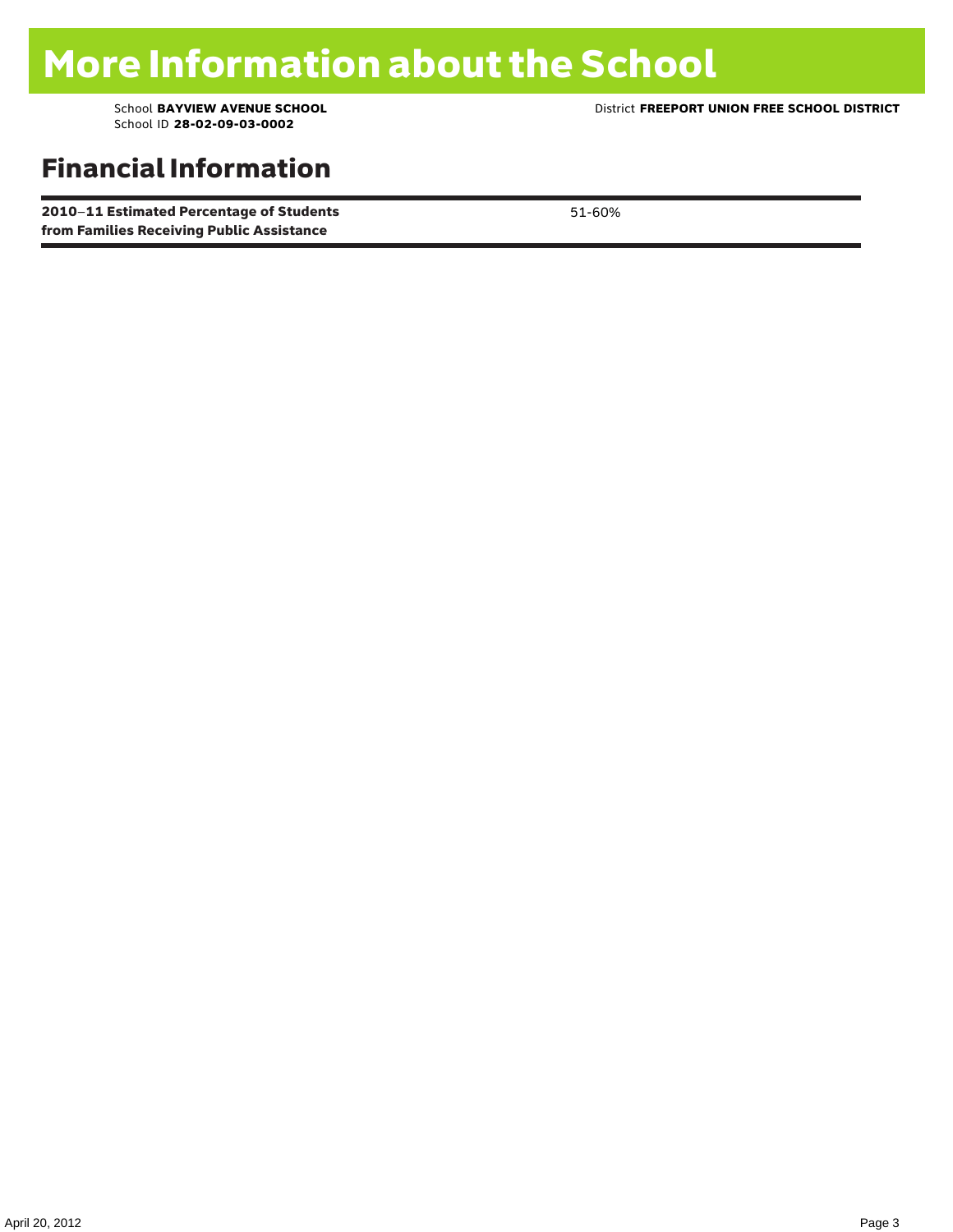# More Information about the School

School **BAYVIEW AVENUE SCHOOL**
School ID **28-02-09-03-0002**

District **FREEPORT UNION FREE SCHOOL DISTRICT**

## Financial Information

| | |
|---|---|
| **2010–11 Estimated Percentage of Students from Families Receiving Public Assistance** | 51-60% |